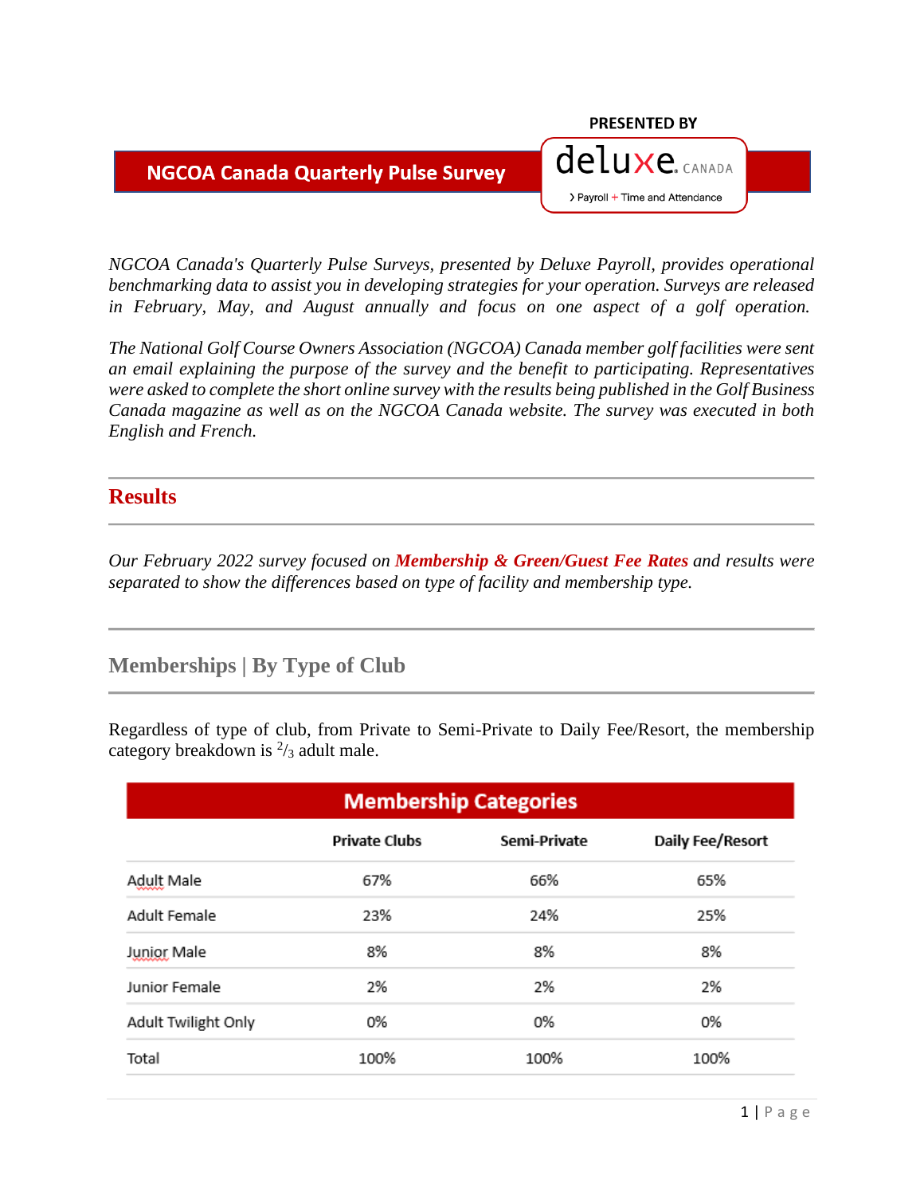**PRESENTED BY**

# NGCOA Canada Quarterly Pulse Survey

deluxe. CANADA
› Payroll + Time and Attendance

*NGCOA Canada's Quarterly Pulse Surveys, presented by Deluxe Payroll, provides operational benchmarking data to assist you in developing strategies for your operation. Surveys are released in February, May, and August annually and focus on one aspect of a golf operation.*

*The National Golf Course Owners Association (NGCOA) Canada member golf facilities were sent an email explaining the purpose of the survey and the benefit to participating. Representatives were asked to complete the short online survey with the results being published in the Golf Business Canada magazine as well as on the NGCOA Canada website. The survey was executed in both English and French.*

## Results

*Our February 2022 survey focused on **Membership & Green/Guest Fee Rates** and results were separated to show the differences based on type of facility and membership type.*

## Memberships | By Type of Club

Regardless of type of club, from Private to Semi-Private to Daily Fee/Resort, the membership category breakdown is $^2/_3$ adult male.

**Membership Categories**

| | Private Clubs | Semi-Private | Daily Fee/Resort |
|---|---|---|---|
| Adult Male | 67% | 66% | 65% |
| Adult Female | 23% | 24% | 25% |
| Junior Male | 8% | 8% | 8% |
| Junior Female | 2% | 2% | 2% |
| Adult Twilight Only | 0% | 0% | 0% |
| Total | 100% | 100% | 100% |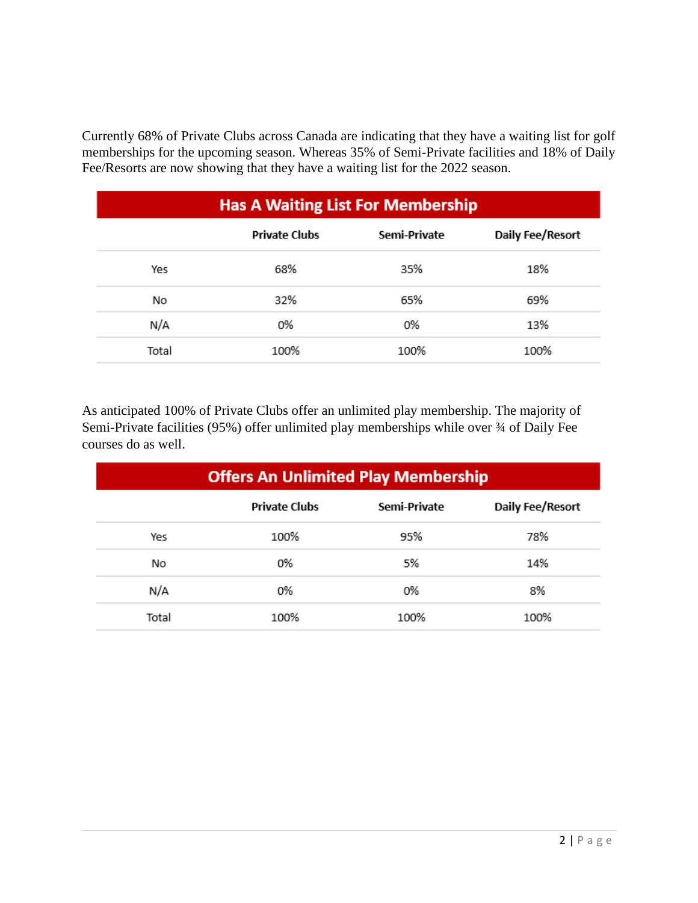Currently 68% of Private Clubs across Canada are indicating that they have a waiting list for golf memberships for the upcoming season. Whereas 35% of Semi-Private facilities and 18% of Daily Fee/Resorts are now showing that they have a waiting list for the 2022 season.

**Has A Waiting List For Membership**

| | Private Clubs | Semi-Private | Daily Fee/Resort |
|---|---|---|---|
| Yes | 68% | 35% | 18% |
| No | 32% | 65% | 69% |
| N/A | 0% | 0% | 13% |
| Total | 100% | 100% | 100% |

As anticipated 100% of Private Clubs offer an unlimited play membership. The majority of Semi-Private facilities (95%) offer unlimited play memberships while over ¾ of Daily Fee courses do as well.

**Offers An Unlimited Play Membership**

| | Private Clubs | Semi-Private | Daily Fee/Resort |
|---|---|---|---|
| Yes | 100% | 95% | 78% |
| No | 0% | 5% | 14% |
| N/A | 0% | 0% | 8% |
| Total | 100% | 100% | 100% |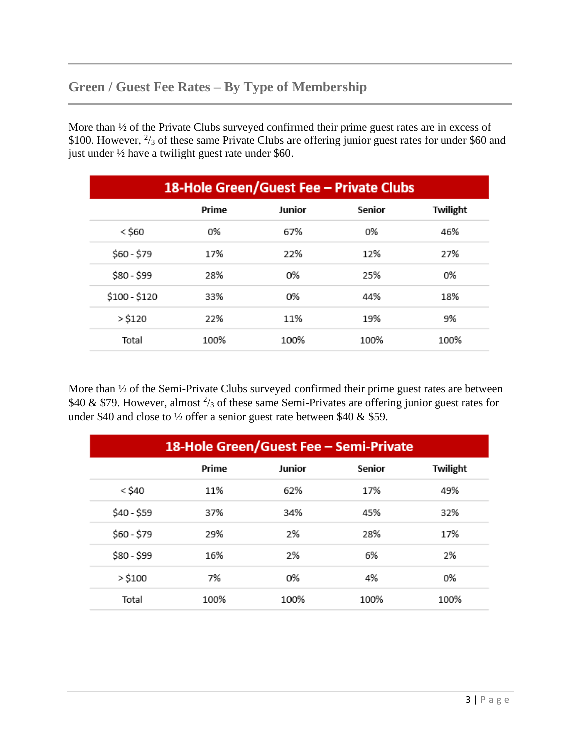## Green / Guest Fee Rates – By Type of Membership

More than ½ of the Private Clubs surveyed confirmed their prime guest rates are in excess of $100. However, $^{2}/_{3}$ of these same Private Clubs are offering junior guest rates for under $60 and just under ½ have a twilight guest rate under $60.

| 18-Hole Green/Guest Fee – Private Clubs | | | | |
|---|---|---|---|---|
| | Prime | Junior | Senior | Twilight |
| < $60 | 0% | 67% | 0% | 46% |
| $60 - $79 | 17% | 22% | 12% | 27% |
| $80 - $99 | 28% | 0% | 25% | 0% |
| $100 - $120 | 33% | 0% | 44% | 18% |
| > $120 | 22% | 11% | 19% | 9% |
| Total | 100% | 100% | 100% | 100% |

More than ½ of the Semi-Private Clubs surveyed confirmed their prime guest rates are between $40 & $79. However, almost $^{2}/_{3}$ of these same Semi-Privates are offering junior guest rates for under $40 and close to ½ offer a senior guest rate between $40 & $59.

| 18-Hole Green/Guest Fee – Semi-Private | | | | |
|---|---|---|---|---|
| | Prime | Junior | Senior | Twilight |
| < $40 | 11% | 62% | 17% | 49% |
| $40 - $59 | 37% | 34% | 45% | 32% |
| $60 - $79 | 29% | 2% | 28% | 17% |
| $80 - $99 | 16% | 2% | 6% | 2% |
| > $100 | 7% | 0% | 4% | 0% |
| Total | 100% | 100% | 100% | 100% |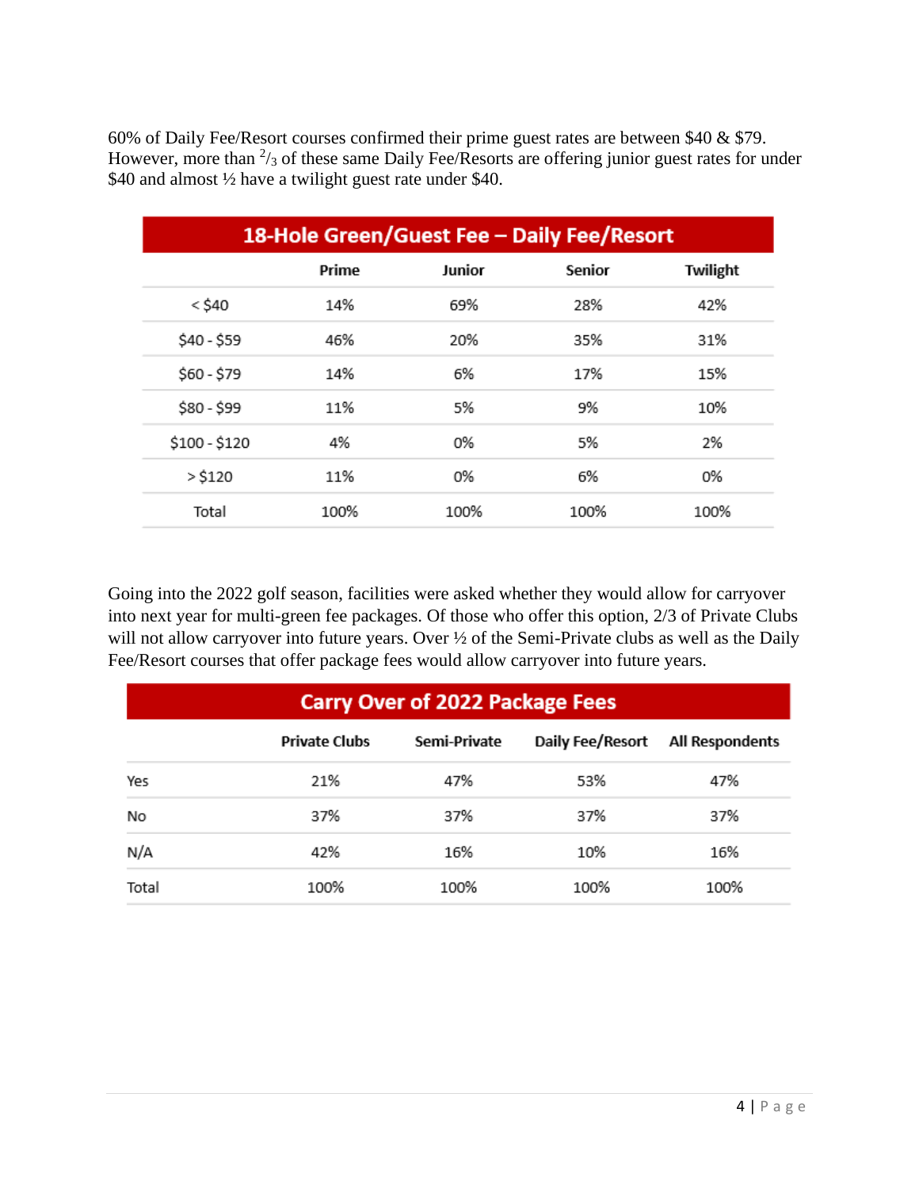60% of Daily Fee/Resort courses confirmed their prime guest rates are between $40 & $79. However, more than $^{2}/_{3}$ of these same Daily Fee/Resorts are offering junior guest rates for under $40 and almost ½ have a twilight guest rate under $40.

| 18-Hole Green/Guest Fee – Daily Fee/Resort | | | | |
|---|---|---|---|---|
| | **Prime** | **Junior** | **Senior** | **Twilight** |
| < $40 | 14% | 69% | 28% | 42% |
| $40 - $59 | 46% | 20% | 35% | 31% |
| $60 - $79 | 14% | 6% | 17% | 15% |
| $80 - $99 | 11% | 5% | 9% | 10% |
| $100 - $120 | 4% | 0% | 5% | 2% |
| > $120 | 11% | 0% | 6% | 0% |
| Total | 100% | 100% | 100% | 100% |

Going into the 2022 golf season, facilities were asked whether they would allow for carryover into next year for multi-green fee packages. Of those who offer this option, 2/3 of Private Clubs will not allow carryover into future years. Over ½ of the Semi-Private clubs as well as the Daily Fee/Resort courses that offer package fees would allow carryover into future years.

| Carry Over of 2022 Package Fees | | | | |
|---|---|---|---|---|
| | **Private Clubs** | **Semi-Private** | **Daily Fee/Resort** | **All Respondents** |
| Yes | 21% | 47% | 53% | 47% |
| No | 37% | 37% | 37% | 37% |
| N/A | 42% | 16% | 10% | 16% |
| Total | 100% | 100% | 100% | 100% |